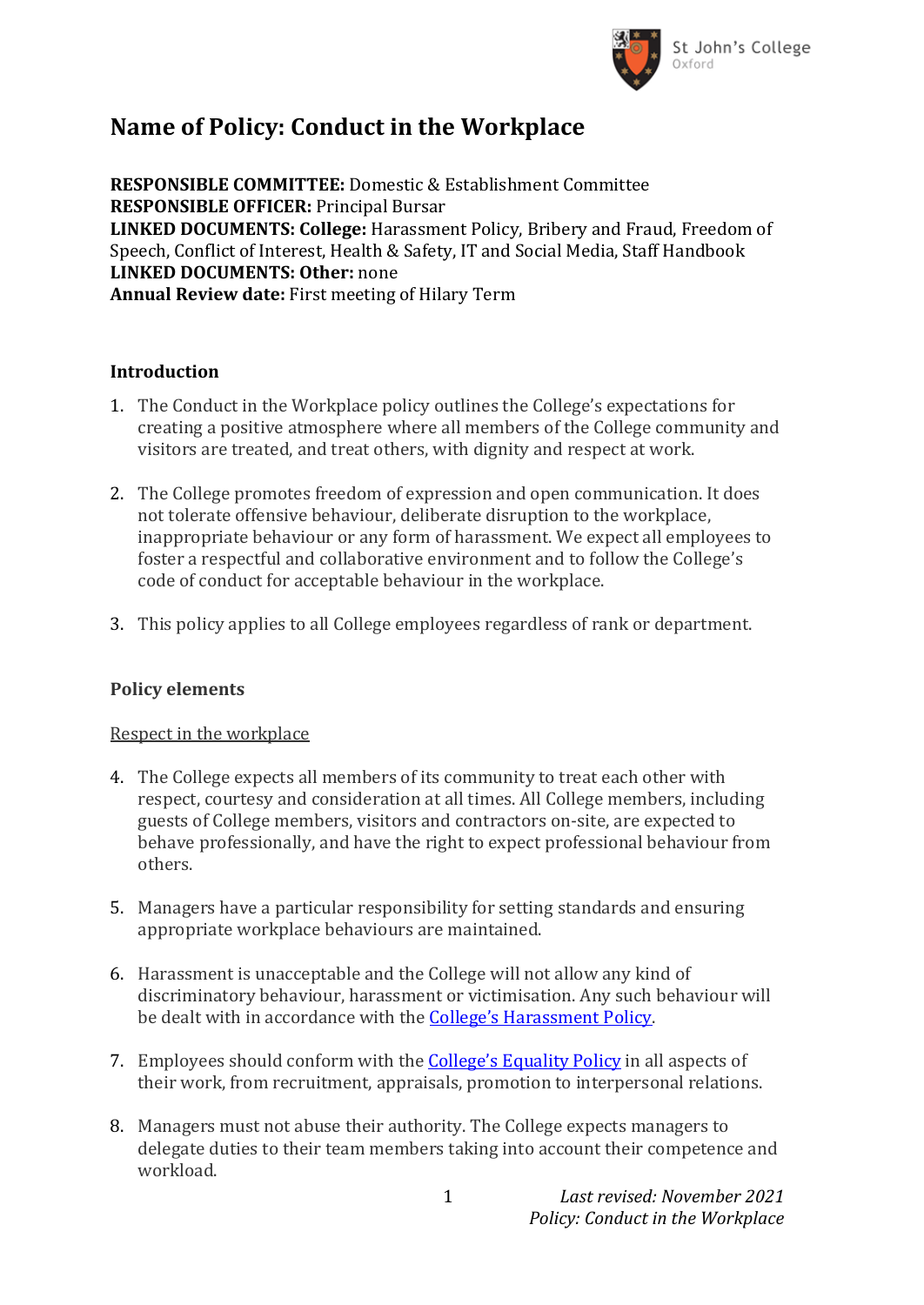# Name of Policy: Conduct in the Workplace

**RESPONSIBLE COMMITTEE:** Domestic & Establishment Committee
**RESPONSIBLE OFFICER:** Principal Bursar
**LINKED DOCUMENTS: College:** Harassment Policy, Bribery and Fraud, Freedom of Speech, Conflict of Interest, Health & Safety, IT and Social Media, Staff Handbook
**LINKED DOCUMENTS: Other:** none
**Annual Review date:** First meeting of Hilary Term

**Introduction**

1. The Conduct in the Workplace policy outlines the College's expectations for creating a positive atmosphere where all members of the College community and visitors are treated, and treat others, with dignity and respect at work.

2. The College promotes freedom of expression and open communication. It does not tolerate offensive behaviour, deliberate disruption to the workplace, inappropriate behaviour or any form of harassment. We expect all employees to foster a respectful and collaborative environment and to follow the College's code of conduct for acceptable behaviour in the workplace.

3. This policy applies to all College employees regardless of rank or department.

**Policy elements**

Respect in the workplace

4. The College expects all members of its community to treat each other with respect, courtesy and consideration at all times. All College members, including guests of College members, visitors and contractors on-site, are expected to behave professionally, and have the right to expect professional behaviour from others.

5. Managers have a particular responsibility for setting standards and ensuring appropriate workplace behaviours are maintained.

6. Harassment is unacceptable and the College will not allow any kind of discriminatory behaviour, harassment or victimisation. Any such behaviour will be dealt with in accordance with the College's Harassment Policy.

7. Employees should conform with the College's Equality Policy in all aspects of their work, from recruitment, appraisals, promotion to interpersonal relations.

8. Managers must not abuse their authority. The College expects managers to delegate duties to their team members taking into account their competence and workload.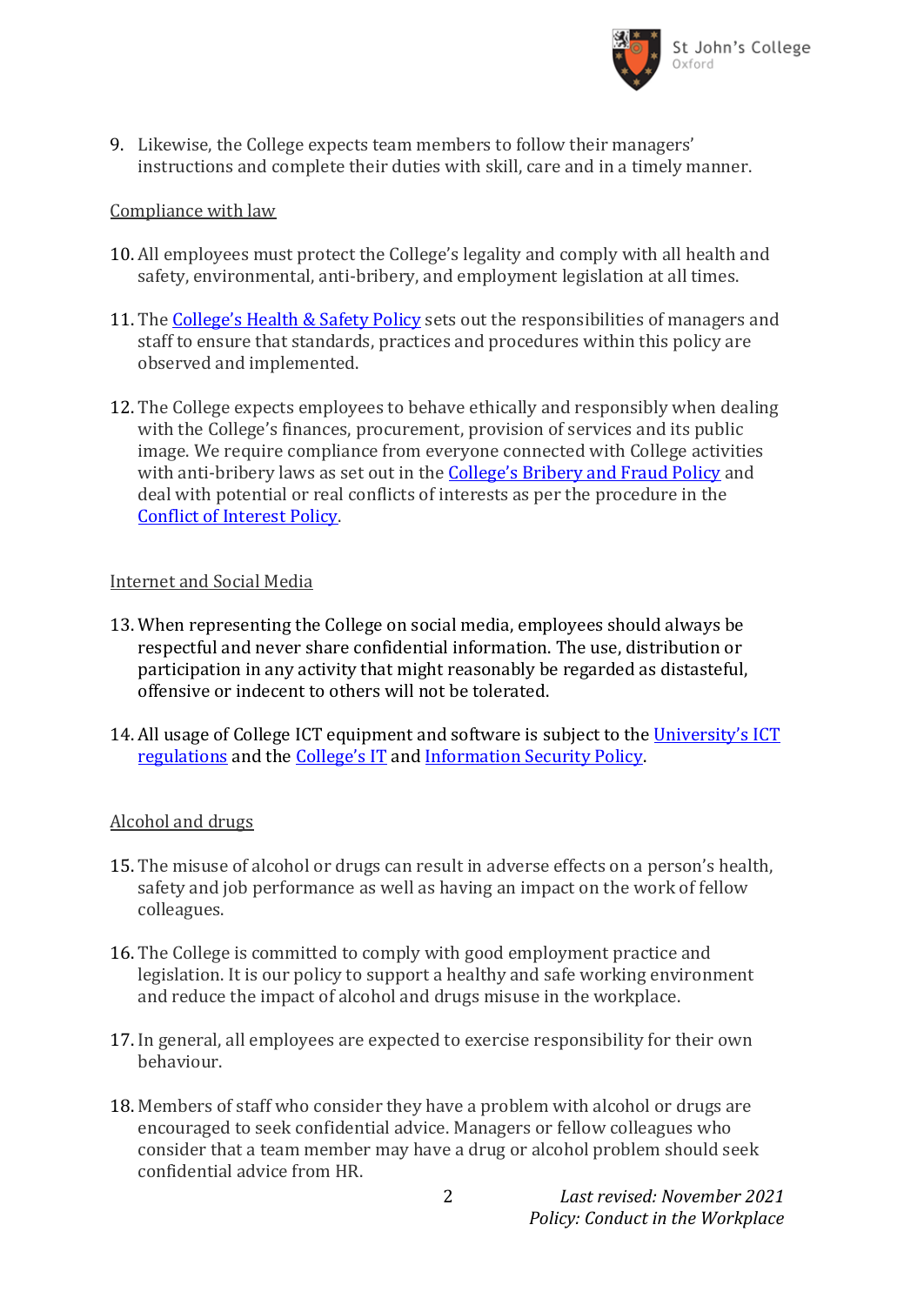9. Likewise, the College expects team members to follow their managers' instructions and complete their duties with skill, care and in a timely manner.

Compliance with law

10. All employees must protect the College's legality and comply with all health and safety, environmental, anti-bribery, and employment legislation at all times.

11. The College's Health & Safety Policy sets out the responsibilities of managers and staff to ensure that standards, practices and procedures within this policy are observed and implemented.

12. The College expects employees to behave ethically and responsibly when dealing with the College's finances, procurement, provision of services and its public image. We require compliance from everyone connected with College activities with anti-bribery laws as set out in the College's Bribery and Fraud Policy and deal with potential or real conflicts of interests as per the procedure in the Conflict of Interest Policy.

Internet and Social Media

13. When representing the College on social media, employees should always be respectful and never share confidential information. The use, distribution or participation in any activity that might reasonably be regarded as distasteful, offensive or indecent to others will not be tolerated.

14. All usage of College ICT equipment and software is subject to the University's ICT regulations and the College's IT and Information Security Policy.

Alcohol and drugs

15. The misuse of alcohol or drugs can result in adverse effects on a person's health, safety and job performance as well as having an impact on the work of fellow colleagues.

16. The College is committed to comply with good employment practice and legislation. It is our policy to support a healthy and safe working environment and reduce the impact of alcohol and drugs misuse in the workplace.

17. In general, all employees are expected to exercise responsibility for their own behaviour.

18. Members of staff who consider they have a problem with alcohol or drugs are encouraged to seek confidential advice. Managers or fellow colleagues who consider that a team member may have a drug or alcohol problem should seek confidential advice from HR.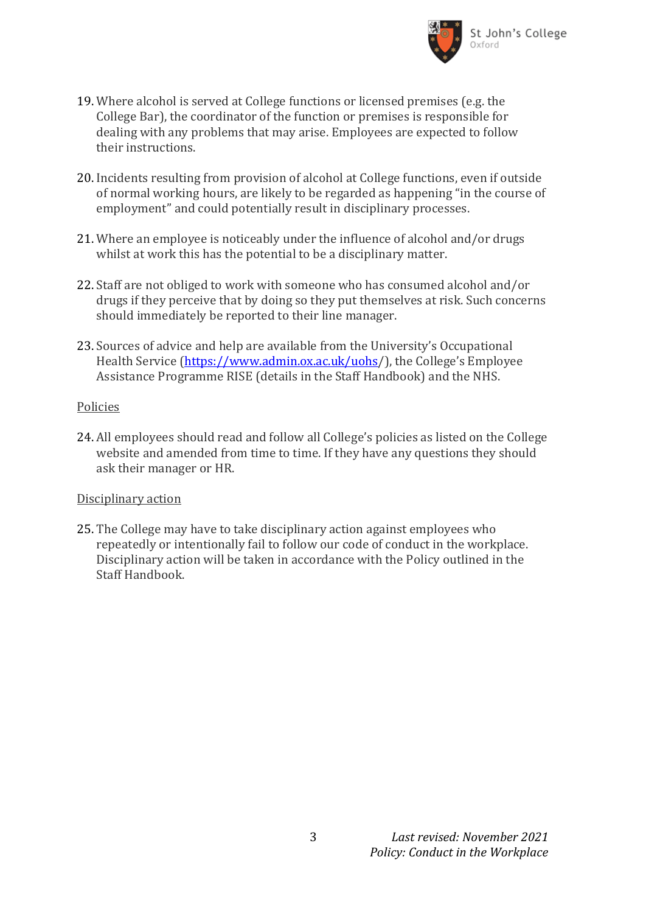19. Where alcohol is served at College functions or licensed premises (e.g. the College Bar), the coordinator of the function or premises is responsible for dealing with any problems that may arise. Employees are expected to follow their instructions.

20. Incidents resulting from provision of alcohol at College functions, even if outside of normal working hours, are likely to be regarded as happening "in the course of employment" and could potentially result in disciplinary processes.

21. Where an employee is noticeably under the influence of alcohol and/or drugs whilst at work this has the potential to be a disciplinary matter.

22. Staff are not obliged to work with someone who has consumed alcohol and/or drugs if they perceive that by doing so they put themselves at risk. Such concerns should immediately be reported to their line manager.

23. Sources of advice and help are available from the University's Occupational Health Service ([https://www.admin.ox.ac.uk/uohs](https://www.admin.ox.ac.uk/uohs)/), the College's Employee Assistance Programme RISE (details in the Staff Handbook) and the NHS.

Policies

24. All employees should read and follow all College's policies as listed on the College website and amended from time to time. If they have any questions they should ask their manager or HR.

Disciplinary action

25. The College may have to take disciplinary action against employees who repeatedly or intentionally fail to follow our code of conduct in the workplace. Disciplinary action will be taken in accordance with the Policy outlined in the Staff Handbook.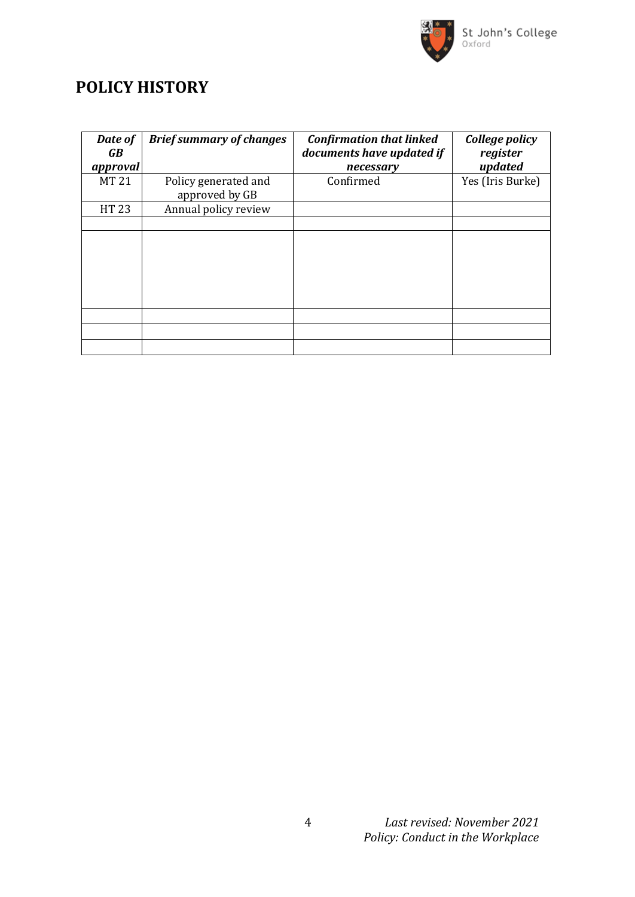# POLICY HISTORY

| ***Date of GB approval*** | ***Brief summary of changes*** | ***Confirmation that linked documents have updated if necessary*** | ***College policy register updated*** |
|---|---|---|---|
| MT 21 | Policy generated and approved by GB | Confirmed | Yes (Iris Burke) |
| HT 23 | Annual policy review | | |
| | | | |
| | | | |
| | | | |
| | | | |
| | | | |